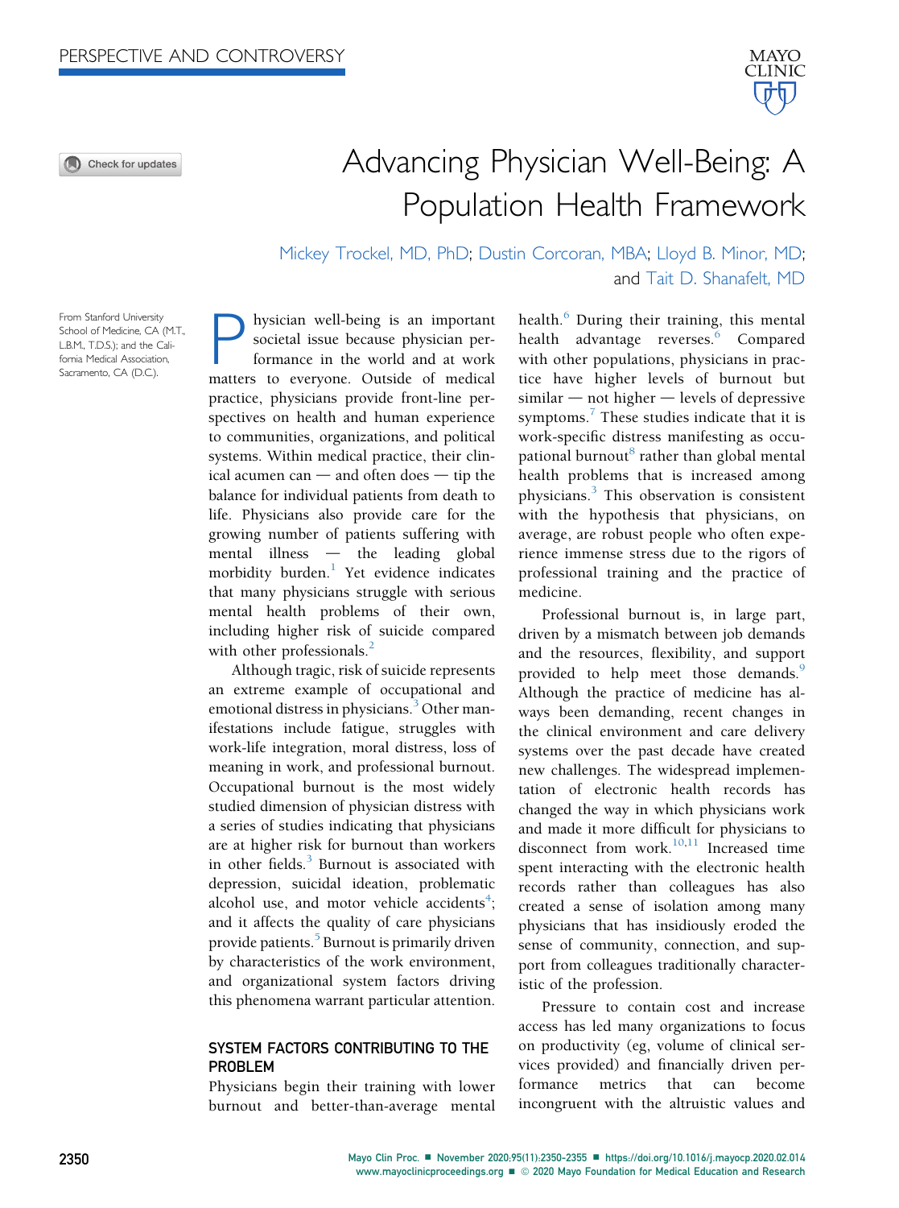PERSPECTIVE AND CONTROVERSY

# Advancing Physician Well-Being: A Population Health Framework

Mickey Trockel, MD, PhD; Dustin Corcoran, MBA; Lloyd B. Minor, MD; and Tait D. Shanafelt, MD

From Stanford University School of Medicine, CA (M.T., L.B.M., T.D.S.); and the California Medical Association, Sacramento, CA (D.C.).

Physician well-being is an important societal issue because physician performance in the world and at work matters to everyone. Outside of medical practice, physicians provide front-line perspectives on health and human experience to communities, organizations, and political systems. Within medical practice, their clinical acumen can — and often does — tip the balance for individual patients from death to life. Physicians also provide care for the growing number of patients suffering with mental illness — the leading global morbidity burden.[1] Yet evidence indicates that many physicians struggle with serious mental health problems of their own, including higher risk of suicide compared with other professionals.[2]

Although tragic, risk of suicide represents an extreme example of occupational and emotional distress in physicians.[3] Other manifestations include fatigue, struggles with work-life integration, moral distress, loss of meaning in work, and professional burnout. Occupational burnout is the most widely studied dimension of physician distress with a series of studies indicating that physicians are at higher risk for burnout than workers in other fields.[3] Burnout is associated with depression, suicidal ideation, problematic alcohol use, and motor vehicle accidents[4]; and it affects the quality of care physicians provide patients.[5] Burnout is primarily driven by characteristics of the work environment, and organizational system factors driving this phenomena warrant particular attention.

## SYSTEM FACTORS CONTRIBUTING TO THE PROBLEM

Physicians begin their training with lower burnout and better-than-average mental health.[6] During their training, this mental health advantage reverses.[6] Compared with other populations, physicians in practice have higher levels of burnout but similar — not higher — levels of depressive symptoms.[7] These studies indicate that it is work-specific distress manifesting as occupational burnout[8] rather than global mental health problems that is increased among physicians.[3] This observation is consistent with the hypothesis that physicians, on average, are robust people who often experience immense stress due to the rigors of professional training and the practice of medicine.

Professional burnout is, in large part, driven by a mismatch between job demands and the resources, flexibility, and support provided to help meet those demands.[9] Although the practice of medicine has always been demanding, recent changes in the clinical environment and care delivery systems over the past decade have created new challenges. The widespread implementation of electronic health records has changed the way in which physicians work and made it more difficult for physicians to disconnect from work.[10,11] Increased time spent interacting with the electronic health records rather than colleagues has also created a sense of isolation among many physicians that has insidiously eroded the sense of community, connection, and support from colleagues traditionally characteristic of the profession.

Pressure to contain cost and increase access has led many organizations to focus on productivity (eg, volume of clinical services provided) and financially driven performance metrics that can become incongruent with the altruistic values and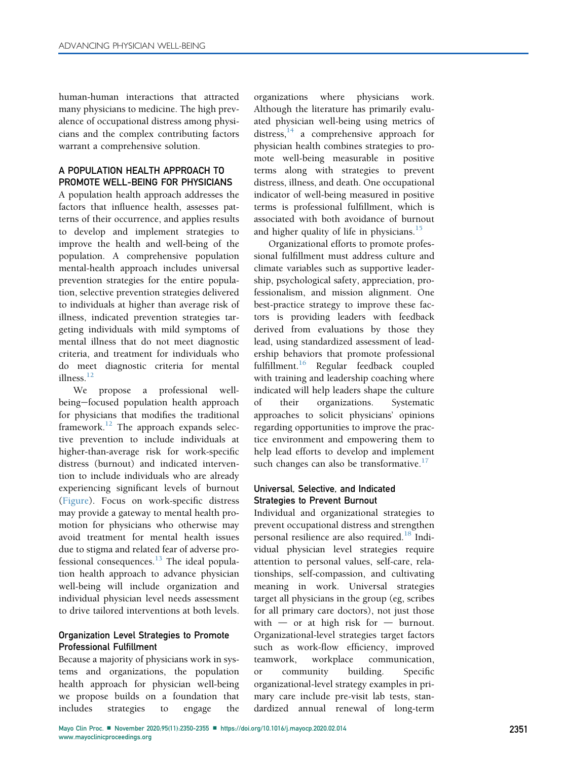human-human interactions that attracted many physicians to medicine. The high prevalence of occupational distress among physicians and the complex contributing factors warrant a comprehensive solution.

## A POPULATION HEALTH APPROACH TO PROMOTE WELL-BEING FOR PHYSICIANS

A population health approach addresses the factors that influence health, assesses patterns of their occurrence, and applies results to develop and implement strategies to improve the health and well-being of the population. A comprehensive population mental-health approach includes universal prevention strategies for the entire population, selective prevention strategies delivered to individuals at higher than average risk of illness, indicated prevention strategies targeting individuals with mild symptoms of mental illness that do not diagnostic criteria, and treatment for individuals who do meet diagnostic criteria for mental illness.[12]

We propose a professional well-being–focused population health approach for physicians that modifies the traditional framework.[12] The approach expands selective prevention to include individuals at higher-than-average risk for work-specific distress (burnout) and indicated intervention to include individuals who are already experiencing significant levels of burnout (Figure). Focus on work-specific distress may provide a gateway to mental health promotion for physicians who otherwise may avoid treatment for mental health issues due to stigma and related fear of adverse professional consequences.[13] The ideal population health approach to advance physician well-being will include organization and individual physician level needs assessment to drive tailored interventions at both levels.

### Organization Level Strategies to Promote Professional Fulfillment

Because a majority of physicians work in systems and organizations, the population health approach for physician well-being we propose builds on a foundation that includes strategies to engage the organizations where physicians work. Although the literature has primarily evaluated physician well-being using metrics of distress,[14] a comprehensive approach for physician health combines strategies to promote well-being measurable in positive terms along with strategies to prevent distress, illness, and death. One occupational indicator of well-being measured in positive terms is professional fulfillment, which is associated with both avoidance of burnout and higher quality of life in physicians.[15]

Organizational efforts to promote professional fulfillment must address culture and climate variables such as supportive leadership, psychological safety, appreciation, professionalism, and mission alignment. One best-practice strategy to improve these factors is providing leaders with feedback derived from evaluations by those they lead, using standardized assessment of leadership behaviors that promote professional fulfillment.[16] Regular feedback coupled with training and leadership coaching where indicated will help leaders shape the culture of their organizations. Systematic approaches to solicit physicians' opinions regarding opportunities to improve the practice environment and empowering them to help lead efforts to develop and implement such changes can also be transformative.[17]

### Universal, Selective, and Indicated Strategies to Prevent Burnout

Individual and organizational strategies to prevent occupational distress and strengthen personal resilience are also required.[18] Individual physician level strategies require attention to personal values, self-care, relationships, self-compassion, and cultivating meaning in work. Universal strategies target all physicians in the group (eg, scribes for all primary care doctors), not just those with — or at high risk for — burnout. Organizational-level strategies target factors such as work-flow efficiency, improved teamwork, workplace communication, or community building. Specific organizational-level strategy examples in primary care include pre-visit lab tests, standardized annual renewal of long-term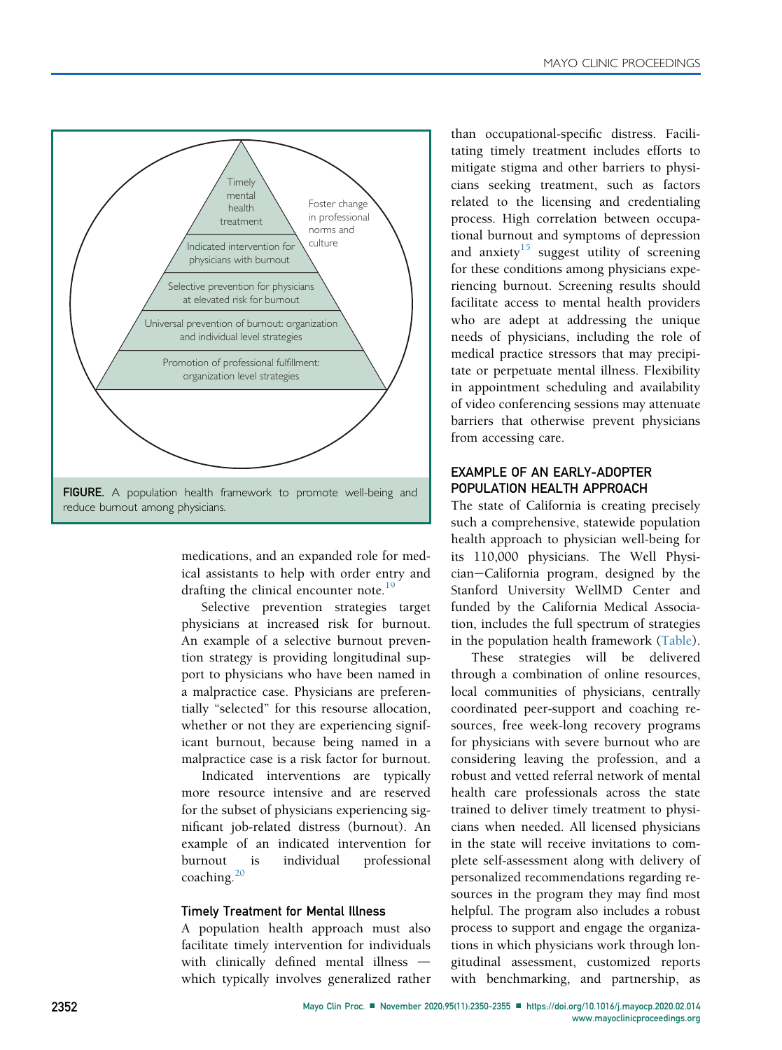FIGURE. A population health framework to promote well-being and reduce burnout among physicians.

medications, and an expanded role for medical assistants to help with order entry and drafting the clinical encounter note.[19]

Selective prevention strategies target physicians at increased risk for burnout. An example of a selective burnout prevention strategy is providing longitudinal support to physicians who have been named in a malpractice case. Physicians are preferentially "selected" for this resourse allocation, whether or not they are experiencing significant burnout, because being named in a malpractice case is a risk factor for burnout.

Indicated interventions are typically more resource intensive and are reserved for the subset of physicians experiencing significant job-related distress (burnout). An example of an indicated intervention for burnout is individual professional coaching.[20]

### Timely Treatment for Mental Illness

A population health approach must also facilitate timely intervention for individuals with clinically defined mental illness — which typically involves generalized rather than occupational-specific distress. Facilitating timely treatment includes efforts to mitigate stigma and other barriers to physicians seeking treatment, such as factors related to the licensing and credentialing process. High correlation between occupational burnout and symptoms of depression and anxiety[15] suggest utility of screening for these conditions among physicians experiencing burnout. Screening results should facilitate access to mental health providers who are adept at addressing the unique needs of physicians, including the role of medical practice stressors that may precipitate or perpetuate mental illness. Flexibility in appointment scheduling and availability of video conferencing sessions may attenuate barriers that otherwise prevent physicians from accessing care.

## EXAMPLE OF AN EARLY-ADOPTER POPULATION HEALTH APPROACH

The state of California is creating precisely such a comprehensive, statewide population health approach to physician well-being for its 110,000 physicians. The Well Physician−California program, designed by the Stanford University WellMD Center and funded by the California Medical Association, includes the full spectrum of strategies in the population health framework (Table).

These strategies will be delivered through a combination of online resources, local communities of physicians, centrally coordinated peer-support and coaching resources, free week-long recovery programs for physicians with severe burnout who are considering leaving the profession, and a robust and vetted referral network of mental health care professionals across the state trained to deliver timely treatment to physicians when needed. All licensed physicians in the state will receive invitations to complete self-assessment along with delivery of personalized recommendations regarding resources in the program they may find most helpful. The program also includes a robust process to support and engage the organizations in which physicians work through longitudinal assessment, customized reports with benchmarking, and partnership, as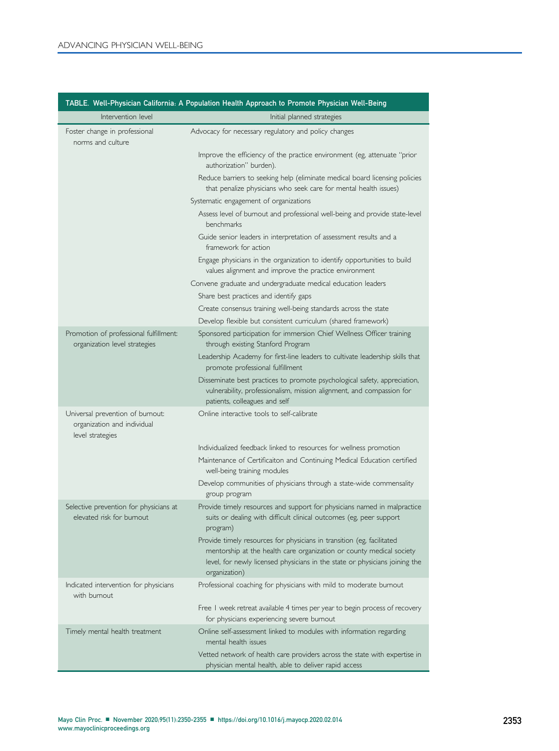**TABLE. Well-Physician California: A Population Health Approach to Promote Physician Well-Being**

| Intervention level | Initial planned strategies |
|---|---|
| Foster change in professional norms and culture | Advocacy for necessary regulatory and policy changes |
| | Improve the efficiency of the practice environment (eg, attenuate "prior authorization" burden). |
| | Reduce barriers to seeking help (eliminate medical board licensing policies that penalize physicians who seek care for mental health issues) |
| | Systematic engagement of organizations |
| | Assess level of burnout and professional well-being and provide state-level benchmarks |
| | Guide senior leaders in interpretation of assessment results and a framework for action |
| | Engage physicians in the organization to identify opportunities to build values alignment and improve the practice environment |
| | Convene graduate and undergraduate medical education leaders |
| | Share best practices and identify gaps |
| | Create consensus training well-being standards across the state |
| | Develop flexible but consistent curriculum (shared framework) |
| Promotion of professional fulfillment: organization level strategies | Sponsored participation for immersion Chief Wellness Officer training through existing Stanford Program |
| | Leadership Academy for first-line leaders to cultivate leadership skills that promote professional fulfillment |
| | Disseminate best practices to promote psychological safety, appreciation, vulnerability, professionalism, mission alignment, and compassion for patients, colleagues and self |
| Universal prevention of burnout: organization and individual level strategies | Online interactive tools to self-calibrate |
| | Individualized feedback linked to resources for wellness promotion |
| | Maintenance of Certificaiton and Continuing Medical Education certified well-being training modules |
| | Develop communities of physicians through a state-wide commensality group program |
| Selective prevention for physicians at elevated risk for burnout | Provide timely resources and support for physicians named in malpractice suits or dealing with difficult clinical outcomes (eg, peer support program) |
| | Provide timely resources for physicians in transition (eg, facilitated mentorship at the health care organization or county medical society level, for newly licensed physicians in the state or physicians joining the organization) |
| Indicated intervention for physicians with burnout | Professional coaching for physicians with mild to moderate burnout |
| | Free 1 week retreat available 4 times per year to begin process of recovery for physicians experiencing severe burnout |
| Timely mental health treatment | Online self-assessment linked to modules with information regarding mental health issues |
| | Vetted network of health care providers across the state with expertise in physician mental health, able to deliver rapid access |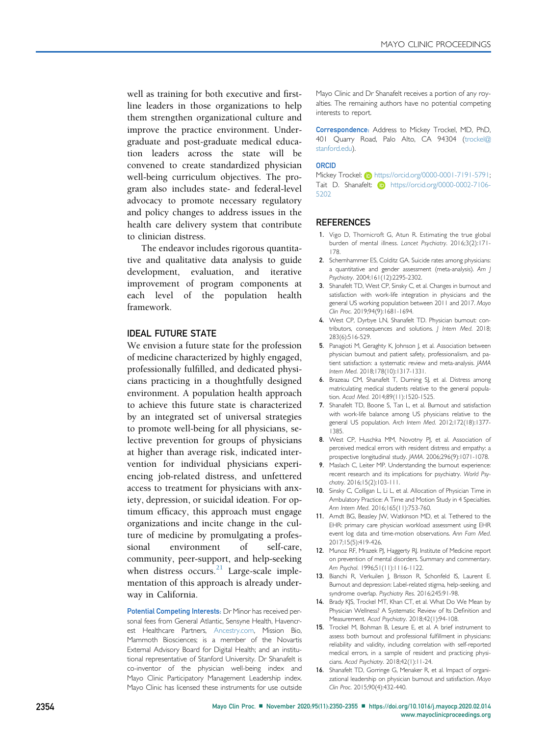well as training for both executive and first-line leaders in those organizations to help them strengthen organizational culture and improve the practice environment. Undergraduate and post-graduate medical education leaders across the state will be convened to create standardized physician well-being curriculum objectives. The program also includes state- and federal-level advocacy to promote necessary regulatory and policy changes to address issues in the health care delivery system that contribute to clinician distress.

The endeavor includes rigorous quantitative and qualitative data analysis to guide development, evaluation, and iterative improvement of program components at each level of the population health framework.

## IDEAL FUTURE STATE

We envision a future state for the profession of medicine characterized by highly engaged, professionally fulfilled, and dedicated physicians practicing in a thoughtfully designed environment. A population health approach to achieve this future state is characterized by an integrated set of universal strategies to promote well-being for all physicians, selective prevention for groups of physicians at higher than average risk, indicated intervention for individual physicians experiencing job-related distress, and unfettered access to treatment for physicians with anxiety, depression, or suicidal ideation. For optimum efficacy, this approach must engage organizations and incite change in the culture of medicine by promulgating a professional environment of self-care, community, peer-support, and help-seeking when distress occurs.[21] Large-scale implementation of this approach is already underway in California.

**Potential Competing Interests:** Dr Minor has received personal fees from General Atlantic, Sensyne Health, Havencrest Healthcare Partners, Ancestry.com, Mission Bio, Mammoth Biosciences; is a member of the Novartis External Advisory Board for Digital Health; and an institutional representative of Stanford University. Dr Shanafelt is co-inventor of the physician well-being index and Mayo Clinic Participatory Management Leadership index. Mayo Clinic has licensed these instruments for use outside Mayo Clinic and Dr Shanafelt receives a portion of any royalties. The remaining authors have no potential competing interests to report.

**Correspondence:** Address to Mickey Trockel, MD, PhD, 401 Quarry Road, Palo Alto, CA 94304 (trockel@stanford.edu).

**ORCID**

Mickey Trockel: https://orcid.org/0000-0001-7191-5791; Tait D. Shanafelt: https://orcid.org/0000-0002-7106-5202

## REFERENCES

1. Vigo D, Thornicroft G, Atun R. Estimating the true global burden of mental illness. *Lancet Psychiatry*. 2016;3(2):171-178.
2. Schernhammer ES, Colditz GA. Suicide rates among physicians: a quantitative and gender assessment (meta-analysis). *Am J Psychiatry*. 2004;161(12):2295-2302.
3. Shanafelt TD, West CP, Sinsky C, et al. Changes in burnout and satisfaction with work-life integration in physicians and the general US working population between 2011 and 2017. *Mayo Clin Proc*. 2019;94(9):1681-1694.
4. West CP, Dyrbye LN, Shanafelt TD. Physician burnout: contributors, consequences and solutions. *J Intern Med*. 2018; 283(6):516-529.
5. Panagioti M, Geraghty K, Johnson J, et al. Association between physician burnout and patient safety, professionalism, and patient satisfaction: a systematic review and meta-analysis. *JAMA Intern Med*. 2018;178(10):1317-1331.
6. Brazeau CM, Shanafelt T, Durning SJ, et al. Distress among matriculating medical students relative to the general population. *Acad Med*. 2014;89(11):1520-1525.
7. Shanafelt TD, Boone S, Tan L, et al. Burnout and satisfaction with work-life balance among US physicians relative to the general US population. *Arch Intern Med*. 2012;172(18):1377-1385.
8. West CP, Huschka MM, Novotny PJ, et al. Association of perceived medical errors with resident distress and empathy: a prospective longitudinal study. *JAMA*. 2006;296(9):1071-1078.
9. Maslach C, Leiter MP. Understanding the burnout experience: recent research and its implications for psychiatry. *World Psychiatry*. 2016;15(2):103-111.
10. Sinsky C, Colligan L, Li L, et al. Allocation of Physician Time in Ambulatory Practice: A Time and Motion Study in 4 Specialties. *Ann Intern Med*. 2016;165(11):753-760.
11. Arndt BG, Beasley JW, Watkinson MD, et al. Tethered to the EHR: primary care physician workload assessment using EHR event log data and time-motion observations. *Ann Fam Med*. 2017;15(5):419-426.
12. Munoz RF, Mrazek PJ, Haggerty RJ. Institute of Medicine report on prevention of mental disorders. Summary and commentary. *Am Psychol*. 1996;51(11):1116-1122.
13. Bianchi R, Verkuilen J, Brisson R, Schonfeld IS, Laurent E. Burnout and depression: Label-related stigma, help-seeking, and syndrome overlap. *Psychiatry Res*. 2016;245:91-98.
14. Brady KJS, Trockel MT, Khan CT, et al. What Do We Mean by Physician Wellness? A Systematic Review of Its Definition and Measurement. *Acad Psychiatry*. 2018;42(1):94-108.
15. Trockel M, Bohman B, Lesure E, et al. A brief instrument to assess both burnout and professional fulfillment in physicians: reliability and validity, including correlation with self-reported medical errors, in a sample of resident and practicing physicians. *Acad Psychiatry*. 2018;42(1):11-24.
16. Shanafelt TD, Gorringe G, Menaker R, et al. Impact of organizational leadership on physician burnout and satisfaction. *Mayo Clin Proc*. 2015;90(4):432-440.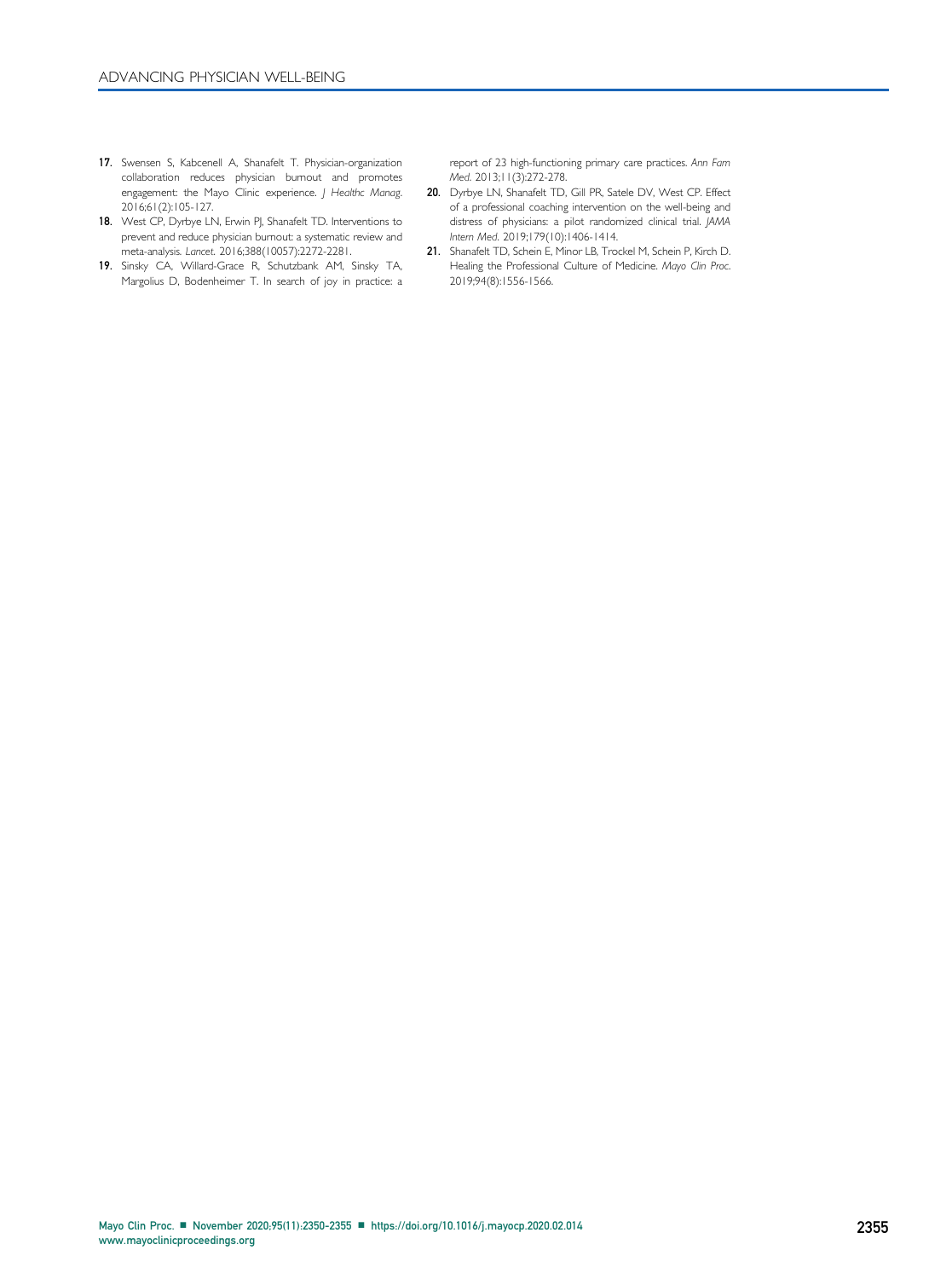17. Swensen S, Kabcenell A, Shanafelt T. Physician-organization collaboration reduces physician burnout and promotes engagement: the Mayo Clinic experience. *J Healthc Manag*. 2016;61(2):105-127.
18. West CP, Dyrbye LN, Erwin PJ, Shanafelt TD. Interventions to prevent and reduce physician burnout: a systematic review and meta-analysis. *Lancet*. 2016;388(10057):2272-2281.
19. Sinsky CA, Willard-Grace R, Schutzbank AM, Sinsky TA, Margolius D, Bodenheimer T. In search of joy in practice: a report of 23 high-functioning primary care practices. *Ann Fam Med*. 2013;11(3):272-278.
20. Dyrbye LN, Shanafelt TD, Gill PR, Satele DV, West CP. Effect of a professional coaching intervention on the well-being and distress of physicians: a pilot randomized clinical trial. *JAMA Intern Med*. 2019;179(10):1406-1414.
21. Shanafelt TD, Schein E, Minor LB, Trockel M, Schein P, Kirch D. Healing the Professional Culture of Medicine. *Mayo Clin Proc*. 2019;94(8):1556-1566.